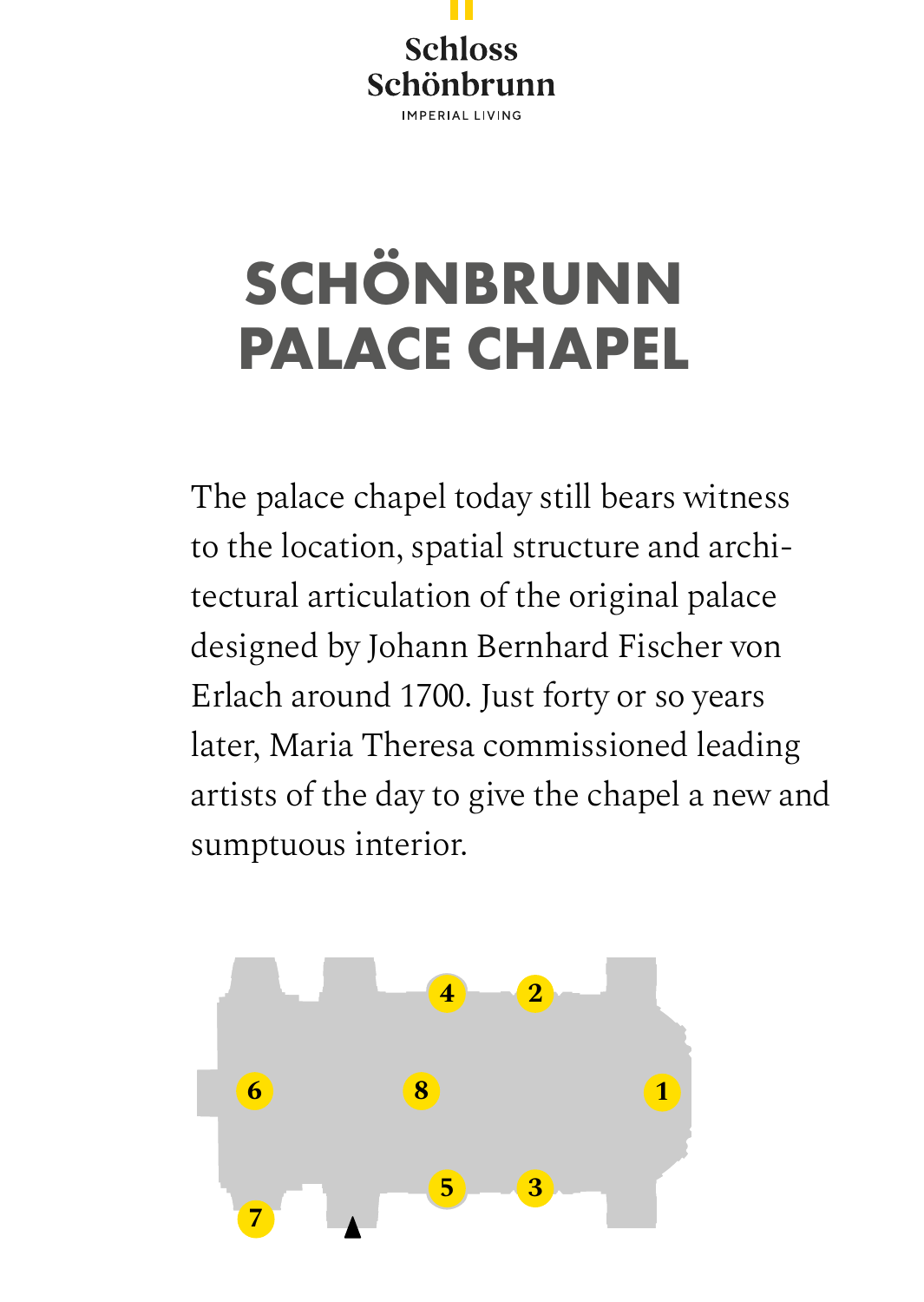Schloss Schönbrunn

IMPERIAL LIVING

# SCHÖNBRUNN PALACE CHAPEL

The palace chapel today still bears witness to the location, spatial structure and architectural articulation of the original palace designed by Johann Bernhard Fischer von Erlach around 1700. Just forty or so years later, Maria Theresa commissioned leading artists of the day to give the chapel a new and sumptuous interior.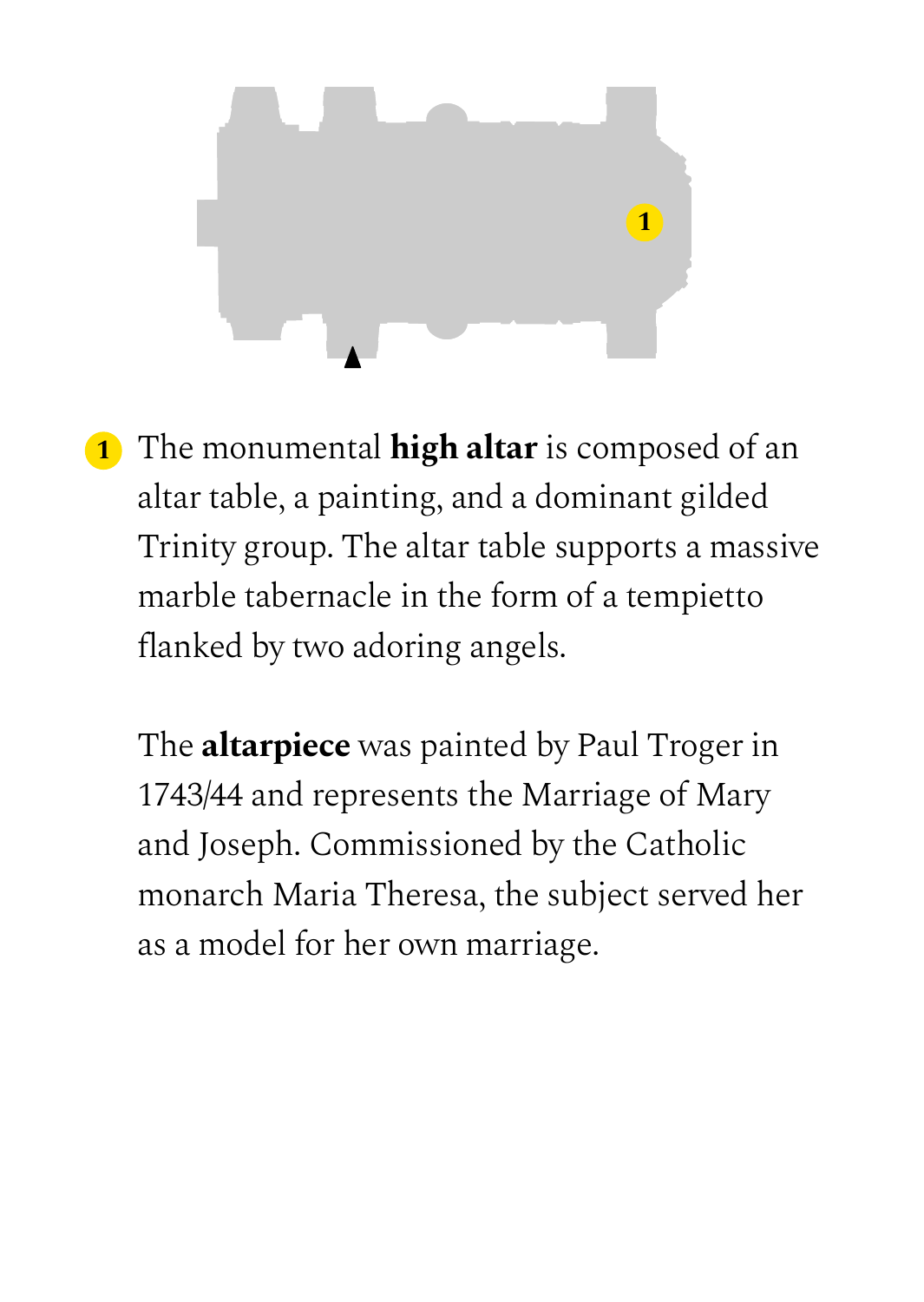1 The monumental **high altar** is composed of an altar table, a painting, and a dominant gilded Trinity group. The altar table supports a massive marble tabernacle in the form of a tempietto flanked by two adoring angels.

The **altarpiece** was painted by Paul Troger in 1743/44 and represents the Marriage of Mary and Joseph. Commissioned by the Catholic monarch Maria Theresa, the subject served her as a model for her own marriage.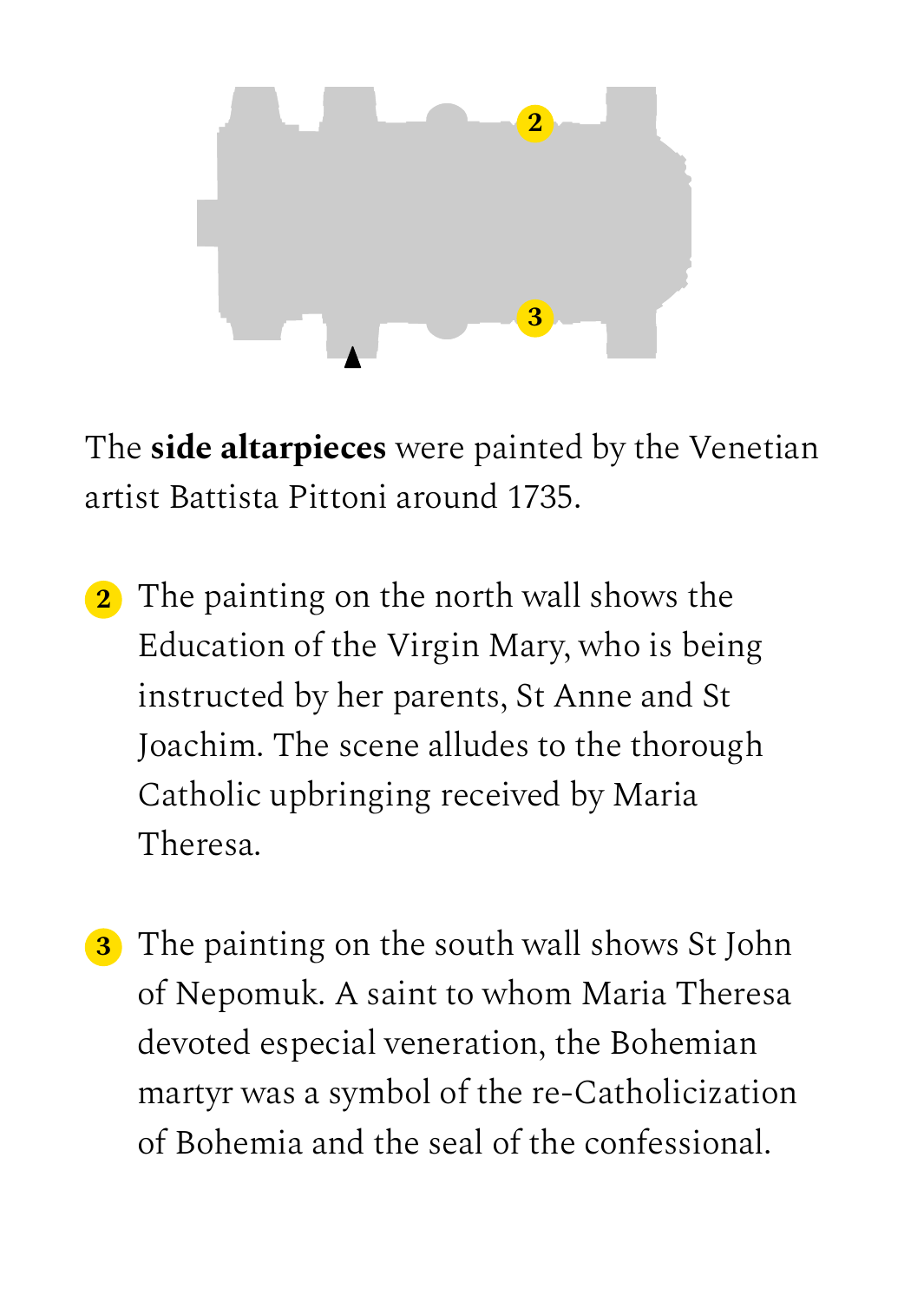The **side altarpieces** were painted by the Venetian artist Battista Pittoni around 1735.

2. The painting on the north wall shows the Education of the Virgin Mary, who is being instructed by her parents, St Anne and St Joachim. The scene alludes to the thorough Catholic upbringing received by Maria Theresa.

3. The painting on the south wall shows St John of Nepomuk. A saint to whom Maria Theresa devoted especial veneration, the Bohemian martyr was a symbol of the re-Catholicization of Bohemia and the seal of the confessional.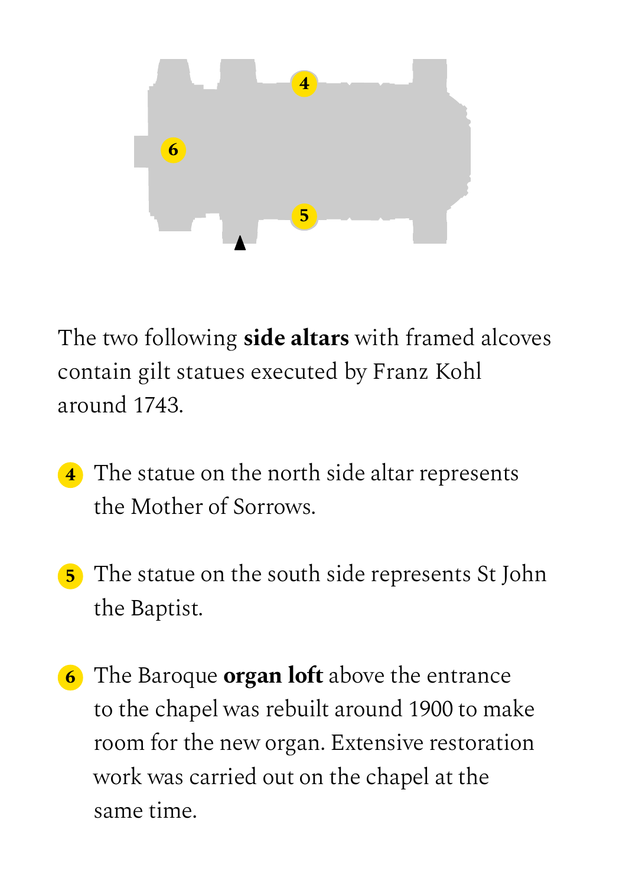The two following **side altars** with framed alcoves contain gilt statues executed by Franz Kohl around 1743.

4. The statue on the north side altar represents the Mother of Sorrows.

5. The statue on the south side represents St John the Baptist.

6. The Baroque **organ loft** above the entrance to the chapel was rebuilt around 1900 to make room for the new organ. Extensive restoration work was carried out on the chapel at the same time.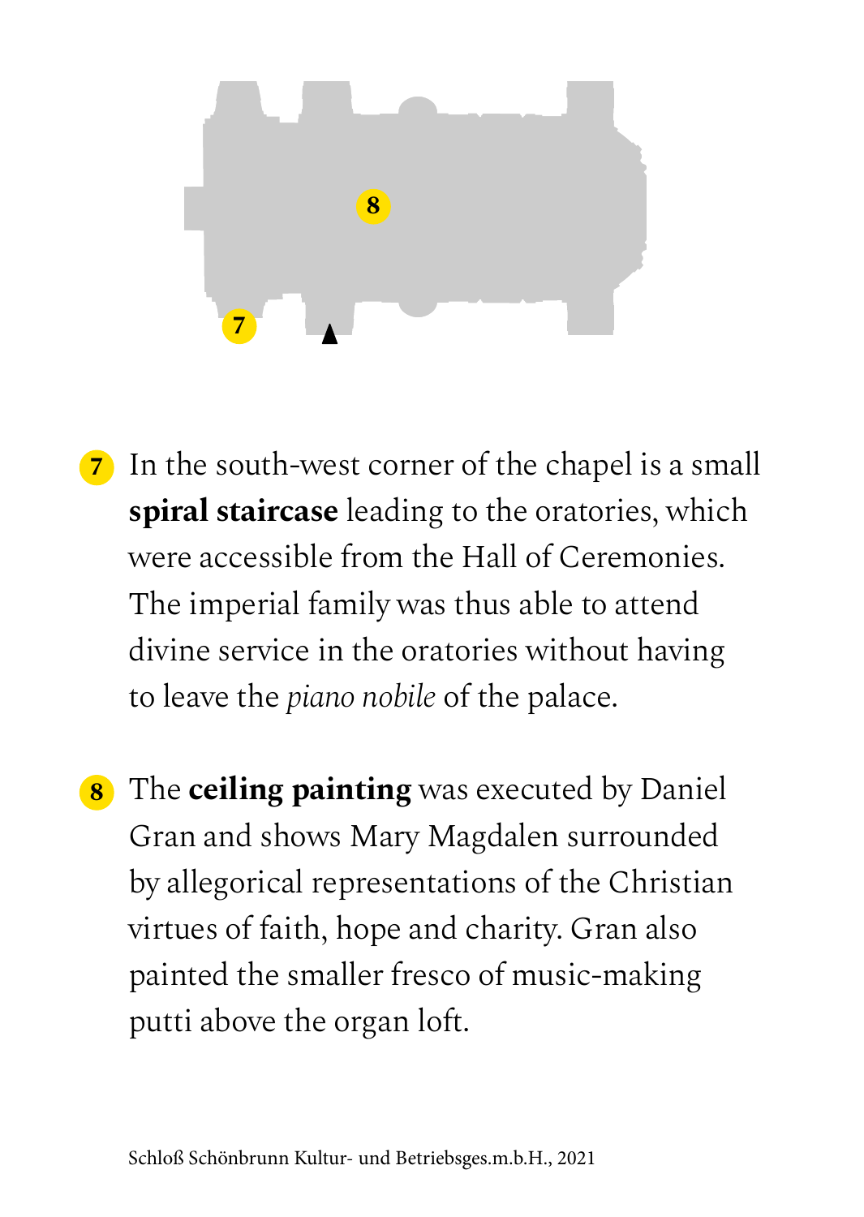8

7

**7** In the south-west corner of the chapel is a small **spiral staircase** leading to the oratories, which were accessible from the Hall of Ceremonies. The imperial family was thus able to attend divine service in the oratories without having to leave the *piano nobile* of the palace.

**8** The **ceiling painting** was executed by Daniel Gran and shows Mary Magdalen surrounded by allegorical representations of the Christian virtues of faith, hope and charity. Gran also painted the smaller fresco of music-making putti above the organ loft.

Schloß Schönbrunn Kultur- und Betriebsges.m.b.H., 2021